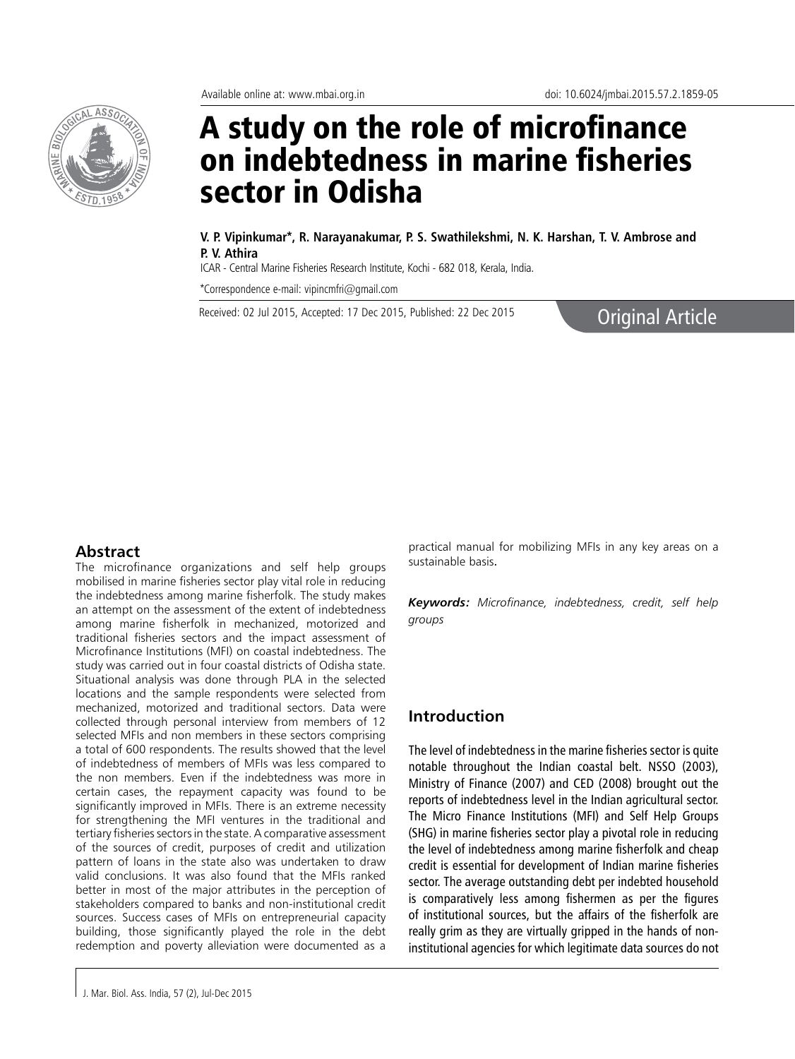Available online at: www.mbai.org.in

doi: 10.6024/jmbai.2015.57.2.1859-05

# A study on the role of microfinance on indebtedness in marine fisheries sector in Odisha

**V. P. Vipinkumar\*, R. Narayanakumar, P. S. Swathilekshmi, N. K. Harshan, T. V. Ambrose and P. V. Athira**

ICAR - Central Marine Fisheries Research Institute, Kochi - 682 018, Kerala, India.

\*Correspondence e-mail: vipincmfri@gmail.com

Received: 02 Jul 2015, Accepted: 17 Dec 2015, Published: 22 Dec 2015

Original Article

## Abstract

The microfinance organizations and self help groups mobilised in marine fisheries sector play vital role in reducing the indebtedness among marine fisherfolk. The study makes an attempt on the assessment of the extent of indebtedness among marine fisherfolk in mechanized, motorized and traditional fisheries sectors and the impact assessment of Microfinance Institutions (MFI) on coastal indebtedness. The study was carried out in four coastal districts of Odisha state. Situational analysis was done through PLA in the selected locations and the sample respondents were selected from mechanized, motorized and traditional sectors. Data were collected through personal interview from members of 12 selected MFIs and non members in these sectors comprising a total of 600 respondents. The results showed that the level of indebtedness of members of MFIs was less compared to the non members. Even if the indebtedness was more in certain cases, the repayment capacity was found to be significantly improved in MFIs. There is an extreme necessity for strengthening the MFI ventures in the traditional and tertiary fisheries sectors in the state. A comparative assessment of the sources of credit, purposes of credit and utilization pattern of loans in the state also was undertaken to draw valid conclusions. It was also found that the MFIs ranked better in most of the major attributes in the perception of stakeholders compared to banks and non-institutional credit sources. Success cases of MFIs on entrepreneurial capacity building, those significantly played the role in the debt redemption and poverty alleviation were documented as a practical manual for mobilizing MFIs in any key areas on a sustainable basis.

***Keywords:*** *Microfinance, indebtedness, credit, self help groups*

## Introduction

The level of indebtedness in the marine fisheries sector is quite notable throughout the Indian coastal belt. NSSO (2003), Ministry of Finance (2007) and CED (2008) brought out the reports of indebtedness level in the Indian agricultural sector. The Micro Finance Institutions (MFI) and Self Help Groups (SHG) in marine fisheries sector play a pivotal role in reducing the level of indebtedness among marine fisherfolk and cheap credit is essential for development of Indian marine fisheries sector. The average outstanding debt per indebted household is comparatively less among fishermen as per the figures of institutional sources, but the affairs of the fisherfolk are really grim as they are virtually gripped in the hands of non-institutional agencies for which legitimate data sources do not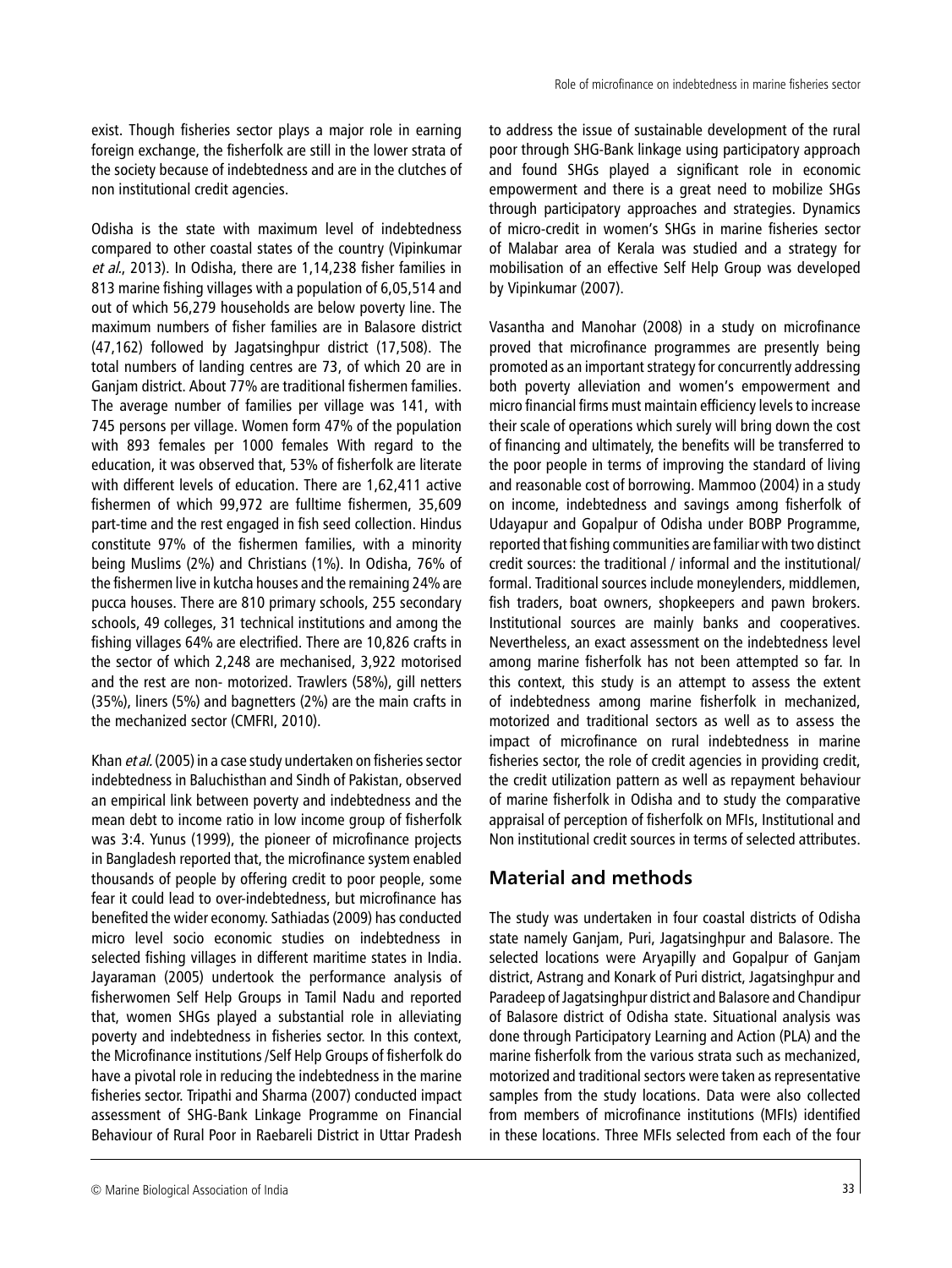exist. Though fisheries sector plays a major role in earning foreign exchange, the fisherfolk are still in the lower strata of the society because of indebtedness and are in the clutches of non institutional credit agencies.

Odisha is the state with maximum level of indebtedness compared to other coastal states of the country (Vipinkumar *et al.*, 2013). In Odisha, there are 1,14,238 fisher families in 813 marine fishing villages with a population of 6,05,514 and out of which 56,279 households are below poverty line. The maximum numbers of fisher families are in Balasore district (47,162) followed by Jagatsinghpur district (17,508). The total numbers of landing centres are 73, of which 20 are in Ganjam district. About 77% are traditional fishermen families. The average number of families per village was 141, with 745 persons per village. Women form 47% of the population with 893 females per 1000 females With regard to the education, it was observed that, 53% of fisherfolk are literate with different levels of education. There are 1,62,411 active fishermen of which 99,972 are fulltime fishermen, 35,609 part-time and the rest engaged in fish seed collection. Hindus constitute 97% of the fishermen families, with a minority being Muslims (2%) and Christians (1%). In Odisha, 76% of the fishermen live in kutcha houses and the remaining 24% are pucca houses. There are 810 primary schools, 255 secondary schools, 49 colleges, 31 technical institutions and among the fishing villages 64% are electrified. There are 10,826 crafts in the sector of which 2,248 are mechanised, 3,922 motorised and the rest are non- motorized. Trawlers (58%), gill netters (35%), liners (5%) and bagnetters (2%) are the main crafts in the mechanized sector (CMFRI, 2010).

Khan *et al.* (2005) in a case study undertaken on fisheries sector indebtedness in Baluchisthan and Sindh of Pakistan, observed an empirical link between poverty and indebtedness and the mean debt to income ratio in low income group of fisherfolk was 3:4. Yunus (1999), the pioneer of microfinance projects in Bangladesh reported that, the microfinance system enabled thousands of people by offering credit to poor people, some fear it could lead to over-indebtedness, but microfinance has benefited the wider economy. Sathiadas (2009) has conducted micro level socio economic studies on indebtedness in selected fishing villages in different maritime states in India. Jayaraman (2005) undertook the performance analysis of fisherwomen Self Help Groups in Tamil Nadu and reported that, women SHGs played a substantial role in alleviating poverty and indebtedness in fisheries sector. In this context, the Microfinance institutions /Self Help Groups of fisherfolk do have a pivotal role in reducing the indebtedness in the marine fisheries sector. Tripathi and Sharma (2007) conducted impact assessment of SHG-Bank Linkage Programme on Financial Behaviour of Rural Poor in Raebareli District in Uttar Pradesh to address the issue of sustainable development of the rural poor through SHG-Bank linkage using participatory approach and found SHGs played a significant role in economic empowerment and there is a great need to mobilize SHGs through participatory approaches and strategies. Dynamics of micro-credit in women's SHGs in marine fisheries sector of Malabar area of Kerala was studied and a strategy for mobilisation of an effective Self Help Group was developed by Vipinkumar (2007).

Vasantha and Manohar (2008) in a study on microfinance proved that microfinance programmes are presently being promoted as an important strategy for concurrently addressing both poverty alleviation and women's empowerment and micro financial firms must maintain efficiency levels to increase their scale of operations which surely will bring down the cost of financing and ultimately, the benefits will be transferred to the poor people in terms of improving the standard of living and reasonable cost of borrowing. Mammoo (2004) in a study on income, indebtedness and savings among fisherfolk of Udayapur and Gopalpur of Odisha under BOBP Programme, reported that fishing communities are familiar with two distinct credit sources: the traditional / informal and the institutional/ formal. Traditional sources include moneylenders, middlemen, fish traders, boat owners, shopkeepers and pawn brokers. Institutional sources are mainly banks and cooperatives. Nevertheless, an exact assessment on the indebtedness level among marine fisherfolk has not been attempted so far. In this context, this study is an attempt to assess the extent of indebtedness among marine fisherfolk in mechanized, motorized and traditional sectors as well as to assess the impact of microfinance on rural indebtedness in marine fisheries sector, the role of credit agencies in providing credit, the credit utilization pattern as well as repayment behaviour of marine fisherfolk in Odisha and to study the comparative appraisal of perception of fisherfolk on MFIs, Institutional and Non institutional credit sources in terms of selected attributes.

## Material and methods

The study was undertaken in four coastal districts of Odisha state namely Ganjam, Puri, Jagatsinghpur and Balasore. The selected locations were Aryapilly and Gopalpur of Ganjam district, Astrang and Konark of Puri district, Jagatsinghpur and Paradeep of Jagatsinghpur district and Balasore and Chandipur of Balasore district of Odisha state. Situational analysis was done through Participatory Learning and Action (PLA) and the marine fisherfolk from the various strata such as mechanized, motorized and traditional sectors were taken as representative samples from the study locations. Data were also collected from members of microfinance institutions (MFIs) identified in these locations. Three MFIs selected from each of the four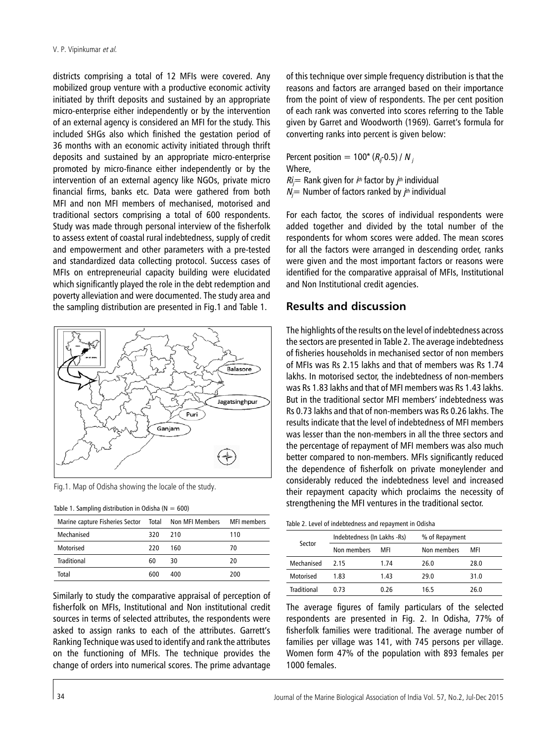districts comprising a total of 12 MFIs were covered. Any mobilized group venture with a productive economic activity initiated by thrift deposits and sustained by an appropriate micro-enterprise either independently or by the intervention of an external agency is considered an MFI for the study. This included SHGs also which finished the gestation period of 36 months with an economic activity initiated through thrift deposits and sustained by an appropriate micro-enterprise promoted by micro-finance either independently or by the intervention of an external agency like NGOs, private micro financial firms, banks etc. Data were gathered from both MFI and non MFI members of mechanised, motorised and traditional sectors comprising a total of 600 respondents. Study was made through personal interview of the fisherfolk to assess extent of coastal rural indebtedness, supply of credit and empowerment and other parameters with a pre-tested and standardized data collecting protocol. Success cases of MFIs on entrepreneurial capacity building were elucidated which significantly played the role in the debt redemption and poverty alleviation and were documented. The study area and the sampling distribution are presented in Fig.1 and Table 1.

Fig.1. Map of Odisha showing the locale of the study.

Table 1. Sampling distribution in Odisha (N = 600)

| Marine capture Fisheries Sector | Total | Non MFI Members | MFI members |
|---|---|---|---|
| Mechanised | 320 | 210 | 110 |
| Motorised | 220 | 160 | 70 |
| Traditional | 60 | 30 | 20 |
| Total | 600 | 400 | 200 |

Similarly to study the comparative appraisal of perception of fisherfolk on MFIs, Institutional and Non institutional credit sources in terms of selected attributes, the respondents were asked to assign ranks to each of the attributes. Garrett's Ranking Technique was used to identify and rank the attributes on the functioning of MFIs. The technique provides the change of orders into numerical scores. The prime advantage of this technique over simple frequency distribution is that the reasons and factors are arranged based on their importance from the point of view of respondents. The per cent position of each rank was converted into scores referring to the Table given by Garret and Woodworth (1969). Garret's formula for converting ranks into percent is given below:

Percent position = $100^* (R_{ij}-0.5) / N_j$

Where,

$R_{ij}$ = Rank given for $i^{th}$ factor by $j^{th}$ individual

$N_j$ = Number of factors ranked by $j^{th}$ individual

For each factor, the scores of individual respondents were added together and divided by the total number of the respondents for whom scores were added. The mean scores for all the factors were arranged in descending order, ranks were given and the most important factors or reasons were identified for the comparative appraisal of MFIs, Institutional and Non Institutional credit agencies.

## Results and discussion

The highlights of the results on the level of indebtedness across the sectors are presented in Table 2. The average indebtedness of fisheries households in mechanised sector of non members of MFIs was Rs 2.15 lakhs and that of members was Rs 1.74 lakhs. In motorised sector, the indebtedness of non-members was Rs 1.83 lakhs and that of MFI members was Rs 1.43 lakhs. But in the traditional sector MFI members' indebtedness was Rs 0.73 lakhs and that of non-members was Rs 0.26 lakhs. The results indicate that the level of indebtedness of MFI members was lesser than the non-members in all the three sectors and the percentage of repayment of MFI members was also much better compared to non-members. MFIs significantly reduced the dependence of fisherfolk on private moneylender and considerably reduced the indebtedness level and increased their repayment capacity which proclaims the necessity of strengthening the MFI ventures in the traditional sector.

Table 2. Level of indebtedness and repayment in Odisha

| Sector | Indebtedness (In Lakhs -Rs) | | % of Repayment | |
|---|---|---|---|---|
| | Non members | MFI | Non members | MFI |
| Mechanised | 2.15 | 1.74 | 26.0 | 28.0 |
| Motorised | 1.83 | 1.43 | 29.0 | 31.0 |
| Traditional | 0.73 | 0.26 | 16.5 | 26.0 |

The average figures of family particulars of the selected respondents are presented in Fig. 2. In Odisha, 77% of fisherfolk families were traditional. The average number of families per village was 141, with 745 persons per village. Women form 47% of the population with 893 females per 1000 females.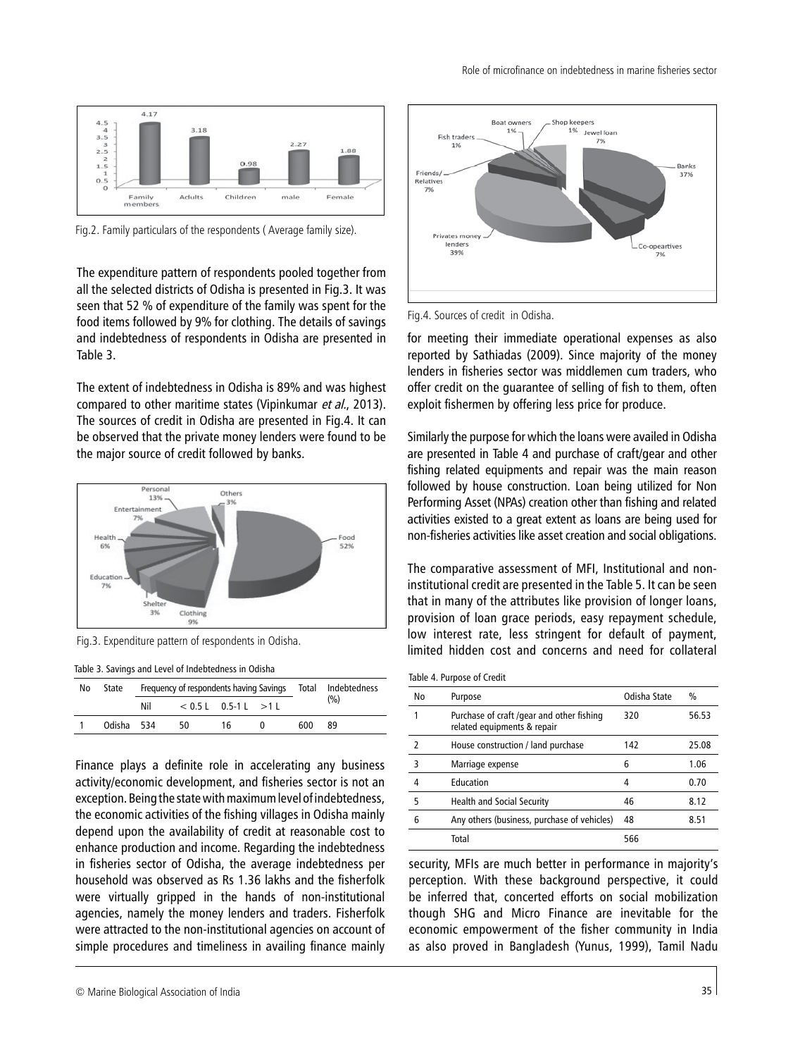Fig.2. Family particulars of the respondents ( Average family size).

The expenditure pattern of respondents pooled together from all the selected districts of Odisha is presented in Fig.3. It was seen that 52 % of expenditure of the family was spent for the food items followed by 9% for clothing. The details of savings and indebtedness of respondents in Odisha are presented in Table 3.

The extent of indebtedness in Odisha is 89% and was highest compared to other maritime states (Vipinkumar *et al.*, 2013). The sources of credit in Odisha are presented in Fig.4. It can be observed that the private money lenders were found to be the major source of credit followed by banks.

Fig.3. Expenditure pattern of respondents in Odisha.

Table 3. Savings and Level of Indebtedness in Odisha

| No | State | Frequency of respondents having Savings | | | | Total | Indebtedness (%) |
|---|---|---|---|---|---|---|---|
| | | Nil | < 0.5 L | 0.5-1 L | >1 L | | |
| 1 | Odisha | 534 | 50 | 16 | 0 | 600 | 89 |

Finance plays a definite role in accelerating any business activity/economic development, and fisheries sector is not an exception. Being the state with maximum level of indebtedness, the economic activities of the fishing villages in Odisha mainly depend upon the availability of credit at reasonable cost to enhance production and income. Regarding the indebtedness in fisheries sector of Odisha, the average indebtedness per household was observed as Rs 1.36 lakhs and the fisherfolk were virtually gripped in the hands of non-institutional agencies, namely the money lenders and traders. Fisherfolk were attracted to the non-institutional agencies on account of simple procedures and timeliness in availing finance mainly for meeting their immediate operational expenses as also reported by Sathiadas (2009). Since majority of the money lenders in fisheries sector was middlemen cum traders, who offer credit on the guarantee of selling of fish to them, often exploit fishermen by offering less price for produce.

Fig.4. Sources of credit in Odisha.

Similarly the purpose for which the loans were availed in Odisha are presented in Table 4 and purchase of craft/gear and other fishing related equipments and repair was the main reason followed by house construction. Loan being utilized for Non Performing Asset (NPAs) creation other than fishing and related activities existed to a great extent as loans are being used for non-fisheries activities like asset creation and social obligations.

The comparative assessment of MFI, Institutional and non-institutional credit are presented in the Table 5. It can be seen that in many of the attributes like provision of longer loans, provision of loan grace periods, easy repayment schedule, low interest rate, less stringent for default of payment, limited hidden cost and concerns and need for collateral security, MFIs are much better in performance in majority's perception. With these background perspective, it could be inferred that, concerted efforts on social mobilization though SHG and Micro Finance are inevitable for the economic empowerment of the fisher community in India as also proved in Bangladesh (Yunus, 1999), Tamil Nadu

Table 4. Purpose of Credit

| No | Purpose | Odisha State | % |
|---|---|---|---|
| 1 | Purchase of craft /gear and other fishing related equipments & repair | 320 | 56.53 |
| 2 | House construction / land purchase | 142 | 25.08 |
| 3 | Marriage expense | 6 | 1.06 |
| 4 | Education | 4 | 0.70 |
| 5 | Health and Social Security | 46 | 8.12 |
| 6 | Any others (business, purchase of vehicles) | 48 | 8.51 |
| | Total | 566 | |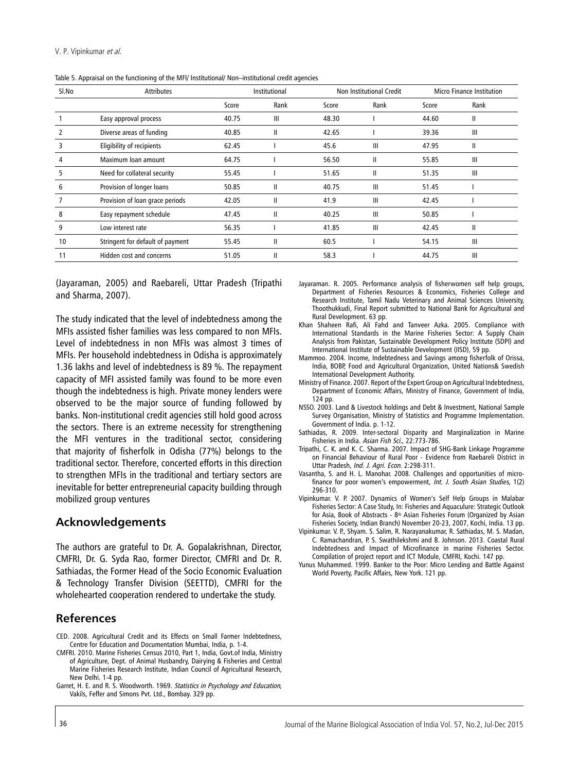Table 5. Appraisal on the functioning of the MFI/ Institutional/ Non–institutional credit agencies

| Sl.No | Attributes | Institutional | | Non Institutional Credit | | Micro Finance Institution | |
|---|---|---|---|---|---|---|---|
| | | Score | Rank | Score | Rank | Score | Rank |
| 1 | Easy approval process | 40.75 | III | 48.30 | I | 44.60 | II |
| 2 | Diverse areas of funding | 40.85 | II | 42.65 | I | 39.36 | III |
| 3 | Eligibility of recipients | 62.45 | I | 45.6 | III | 47.95 | II |
| 4 | Maximum loan amount | 64.75 | I | 56.50 | II | 55.85 | III |
| 5 | Need for collateral security | 55.45 | I | 51.65 | II | 51.35 | III |
| 6 | Provision of longer loans | 50.85 | II | 40.75 | III | 51.45 | I |
| 7 | Provision of loan grace periods | 42.05 | II | 41.9 | III | 42.45 | I |
| 8 | Easy repayment schedule | 47.45 | II | 40.25 | III | 50.85 | I |
| 9 | Low interest rate | 56.35 | I | 41.85 | III | 42.45 | II |
| 10 | Stringent for default of payment | 55.45 | II | 60.5 | I | 54.15 | III |
| 11 | Hidden cost and concerns | 51.05 | II | 58.3 | I | 44.75 | III |

(Jayaraman, 2005) and Raebareli, Uttar Pradesh (Tripathi and Sharma, 2007).

The study indicated that the level of indebtedness among the MFIs assisted fisher families was less compared to non MFIs. Level of indebtedness in non MFIs was almost 3 times of MFIs. Per household indebtedness in Odisha is approximately 1.36 lakhs and level of indebtedness is 89 %. The repayment capacity of MFI assisted family was found to be more even though the indebtedness is high. Private money lenders were observed to be the major source of funding followed by banks. Non-institutional credit agencies still hold good across the sectors. There is an extreme necessity for strengthening the MFI ventures in the traditional sector, considering that majority of fisherfolk in Odisha (77%) belongs to the traditional sector. Therefore, concerted efforts in this direction to strengthen MFIs in the traditional and tertiary sectors are inevitable for better entrepreneurial capacity building through mobilized group ventures

## Acknowledgements

The authors are grateful to Dr. A. Gopalakrishnan, Director, CMFRI, Dr. G. Syda Rao, former Director, CMFRI and Dr. R. Sathiadas, the Former Head of the Socio Economic Evaluation & Technology Transfer Division (SEETTD), CMFRI for the wholehearted cooperation rendered to undertake the study.

## References

CED. 2008. Agricultural Credit and its Effects on Small Farmer Indebtedness, Centre for Education and Documentation Mumbai, India, p. 1-4.

CMFRI. 2010. Marine Fisheries Census 2010, Part 1, India, Govt.of India, Ministry of Agriculture, Dept. of Animal Husbandry, Dairying & Fisheries and Central Marine Fisheries Research Institute, Indian Council of Agricultural Research, New Delhi. 1-4 pp.

Garret, H. E. and R. S. Woodworth. 1969. *Statistics in Psychology and Education*, Vakils, Feffer and Simons Pvt. Ltd., Bombay. 329 pp.

Jayaraman. R. 2005. Performance analysis of fisherwomen self help groups, Department of Fisheries Resources & Economics, Fisheries College and Research Institute, Tamil Nadu Veterinary and Animal Sciences University, Thoothukkudi, Final Report submitted to National Bank for Agricultural and Rural Development. 63 pp.

Khan Shaheen Rafi, Ali Fahd and Tanveer Azka. 2005. Compliance with International Standards in the Marine Fisheries Sector: A Supply Chain Analysis from Pakistan, Sustainable Development Policy Institute (SDPI) and International Institute of Sustainable Development (IISD), 59 pp.

Mammoo. 2004. Income, Indebtedness and Savings among fisherfolk of Orissa, India, BOBP, Food and Agricultural Organization, United Nations& Swedish International Development Authority.

Ministry of Finance. 2007. Report of the Expert Group on Agricultural Indebtedness, Department of Economic Affairs, Ministry of Finance, Government of India, 124 pp.

NSSO. 2003. Land & Livestock holdings and Debt & Investment, National Sample Survey Organisation, Ministry of Statistics and Programme Implementation. Government of India. p. 1-12.

Sathiadas, R. 2009. Inter-sectoral Disparity and Marginalization in Marine Fisheries in India. *Asian Fish Sci.*, 22:773-786.

Tripathi, C. K. and K. C. Sharma. 2007. Impact of SHG-Bank Linkage Programme on Financial Behaviour of Rural Poor - Evidence from Raebareli District in Uttar Pradesh, *Ind. J. Agri. Econ.* 2:298-311.

Vasantha, S. and H. L. Manohar. 2008. Challenges and opportunities of micro-finance for poor women's empowerment, *Int. J. South Asian Studies*, 1(2) 296-310.

Vipinkumar. V. P. 2007. Dynamics of Women's Self Help Groups in Malabar Fisheries Sector: A Case Study, In: Fisheries and Aquaculure: Strategic Outlook for Asia, Book of Abstracts - 8th Asian Fisheries Forum (Organized by Asian Fisheries Society, Indian Branch) November 20-23, 2007, Kochi, India. 13 pp.

Vipinkumar. V. P., Shyam. S. Salim, R. Narayanakumar, R. Sathiadas, M. S. Madan, C. Ramachandran, P. S. Swathilekshmi and B. Johnson. 2013. Coastal Rural Indebtedness and Impact of Microfinance in marine Fisheries Sector. Compilation of project report and ICT Module, CMFRI, Kochi. 147 pp.

Yunus Muhammed. 1999. Banker to the Poor: Micro Lending and Battle Against World Poverty, Pacific Affairs, New York. 121 pp.